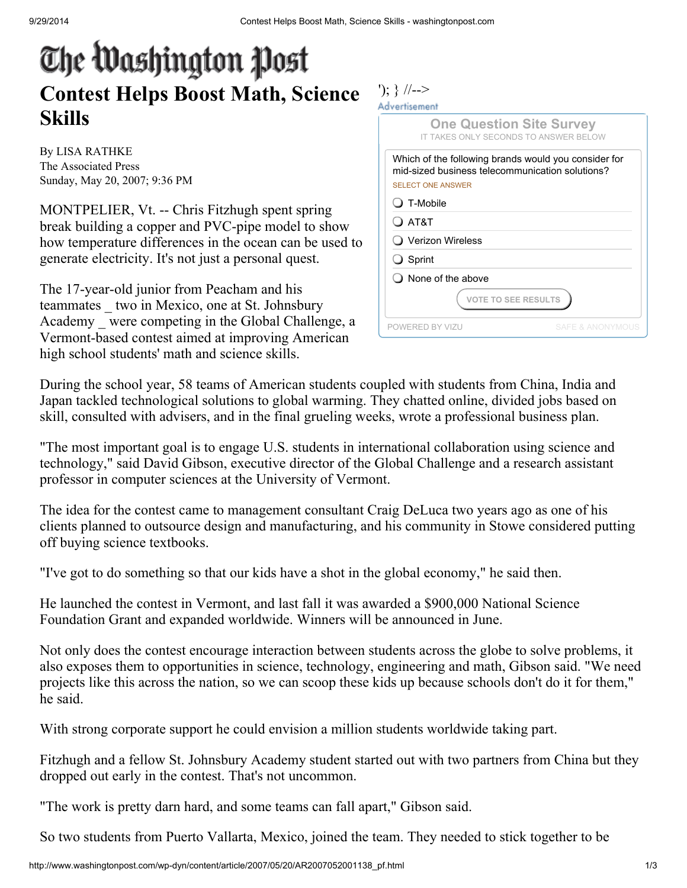# Contest Helps Boost Math, Science Skills

By LISA RATHKE
The Associated Press
Sunday, May 20, 2007; 9:36 PM

MONTPELIER, Vt. -- Chris Fitzhugh spent spring break building a copper and PVC-pipe model to show how temperature differences in the ocean can be used to generate electricity. It's not just a personal quest.

The 17-year-old junior from Peacham and his teammates _ two in Mexico, one at St. Johnsbury Academy _ were competing in the Global Challenge, a Vermont-based contest aimed at improving American high school students' math and science skills.

During the school year, 58 teams of American students coupled with students from China, India and Japan tackled technological solutions to global warming. They chatted online, divided jobs based on skill, consulted with advisers, and in the final grueling weeks, wrote a professional business plan.

"The most important goal is to engage U.S. students in international collaboration using science and technology," said David Gibson, executive director of the Global Challenge and a research assistant professor in computer sciences at the University of Vermont.

The idea for the contest came to management consultant Craig DeLuca two years ago as one of his clients planned to outsource design and manufacturing, and his community in Stowe considered putting off buying science textbooks.

"I've got to do something so that our kids have a shot in the global economy," he said then.

He launched the contest in Vermont, and last fall it was awarded a $900,000 National Science Foundation Grant and expanded worldwide. Winners will be announced in June.

Not only does the contest encourage interaction between students across the globe to solve problems, it also exposes them to opportunities in science, technology, engineering and math, Gibson said. "We need projects like this across the nation, so we can scoop these kids up because schools don't do it for them," he said.

With strong corporate support he could envision a million students worldwide taking part.

Fitzhugh and a fellow St. Johnsbury Academy student started out with two partners from China but they dropped out early in the contest. That's not uncommon.

"The work is pretty darn hard, and some teams can fall apart," Gibson said.

So two students from Puerto Vallarta, Mexico, joined the team. They needed to stick together to be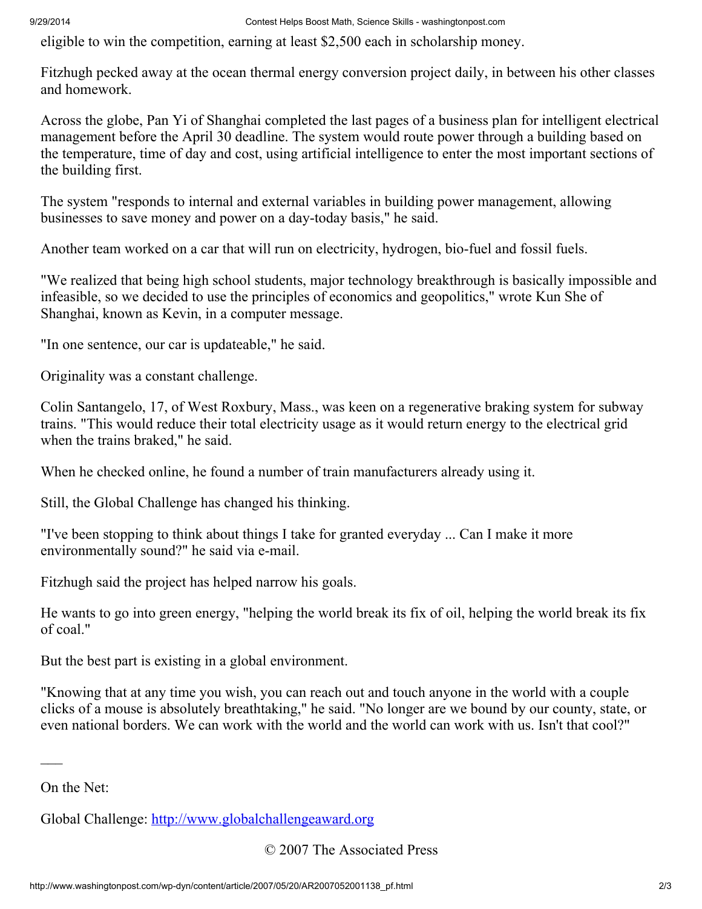eligible to win the competition, earning at least $2,500 each in scholarship money.

Fitzhugh pecked away at the ocean thermal energy conversion project daily, in between his other classes and homework.

Across the globe, Pan Yi of Shanghai completed the last pages of a business plan for intelligent electrical management before the April 30 deadline. The system would route power through a building based on the temperature, time of day and cost, using artificial intelligence to enter the most important sections of the building first.

The system "responds to internal and external variables in building power management, allowing businesses to save money and power on a day-today basis," he said.

Another team worked on a car that will run on electricity, hydrogen, bio-fuel and fossil fuels.

"We realized that being high school students, major technology breakthrough is basically impossible and infeasible, so we decided to use the principles of economics and geopolitics," wrote Kun She of Shanghai, known as Kevin, in a computer message.

"In one sentence, our car is updateable," he said.

Originality was a constant challenge.

Colin Santangelo, 17, of West Roxbury, Mass., was keen on a regenerative braking system for subway trains. "This would reduce their total electricity usage as it would return energy to the electrical grid when the trains braked," he said.

When he checked online, he found a number of train manufacturers already using it.

Still, the Global Challenge has changed his thinking.

"I've been stopping to think about things I take for granted everyday ... Can I make it more environmentally sound?" he said via e-mail.

Fitzhugh said the project has helped narrow his goals.

He wants to go into green energy, "helping the world break its fix of oil, helping the world break its fix of coal."

But the best part is existing in a global environment.

"Knowing that at any time you wish, you can reach out and touch anyone in the world with a couple clicks of a mouse is absolutely breathtaking," he said. "No longer are we bound by our county, state, or even national borders. We can work with the world and the world can work with us. Isn't that cool?"

---

On the Net:

Global Challenge: http://www.globalchallengeaward.org

© 2007 The Associated Press